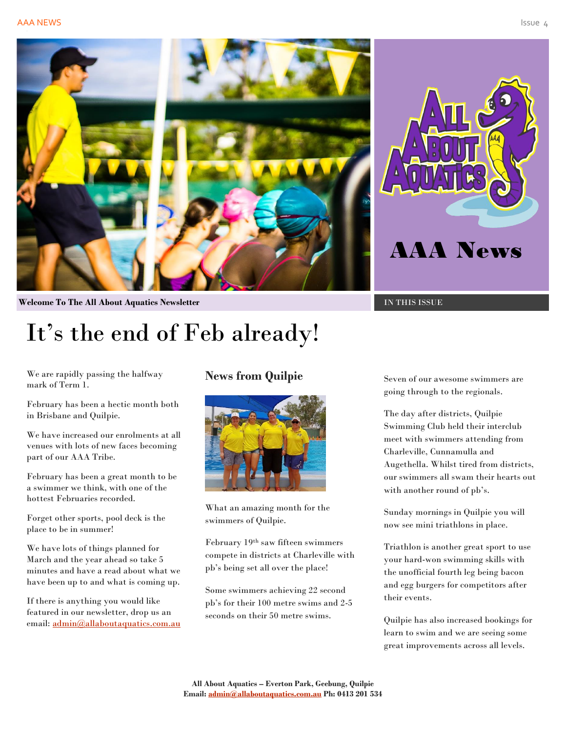AAA News

Welcome To The All About Aquatics Newsletter

IN THIS ISSUE

# It's the end of Feb already!

We are rapidly passing the halfway mark of Term 1.

February has been a hectic month both in Brisbane and Quilpie.

We have increased our enrolments at all venues with lots of new faces becoming part of our AAA Tribe.

February has been a great month to be a swimmer we think, with one of the hottest Februaries recorded.

Forget other sports, pool deck is the place to be in summer!

We have lots of things planned for March and the year ahead so take 5 minutes and have a read about what we have been up to and what is coming up.

If there is anything you would like featured in our newsletter, drop us an email: admin@allaboutaquatics.com.au

## News from Quilpie

What an amazing month for the swimmers of Quilpie.

February 19th saw fifteen swimmers compete in districts at Charleville with pb's being set all over the place!

Some swimmers achieving 22 second pb's for their 100 metre swims and 2-5 seconds on their 50 metre swims.

Seven of our awesome swimmers are going through to the regionals.

The day after districts, Quilpie Swimming Club held their interclub meet with swimmers attending from Charleville, Cunnamulla and Augethella. Whilst tired from districts, our swimmers all swam their hearts out with another round of pb's.

Sunday mornings in Quilpie you will now see mini triathlons in place.

Triathlon is another great sport to use your hard-won swimming skills with the unofficial fourth leg being bacon and egg burgers for competitors after their events.

Quilpie has also increased bookings for learn to swim and we are seeing some great improvements across all levels.

**All About Aquatics – Everton Park, Geebung, Quilpie**
**Email: admin@allaboutaquatics.com.au Ph: 0413 201 534**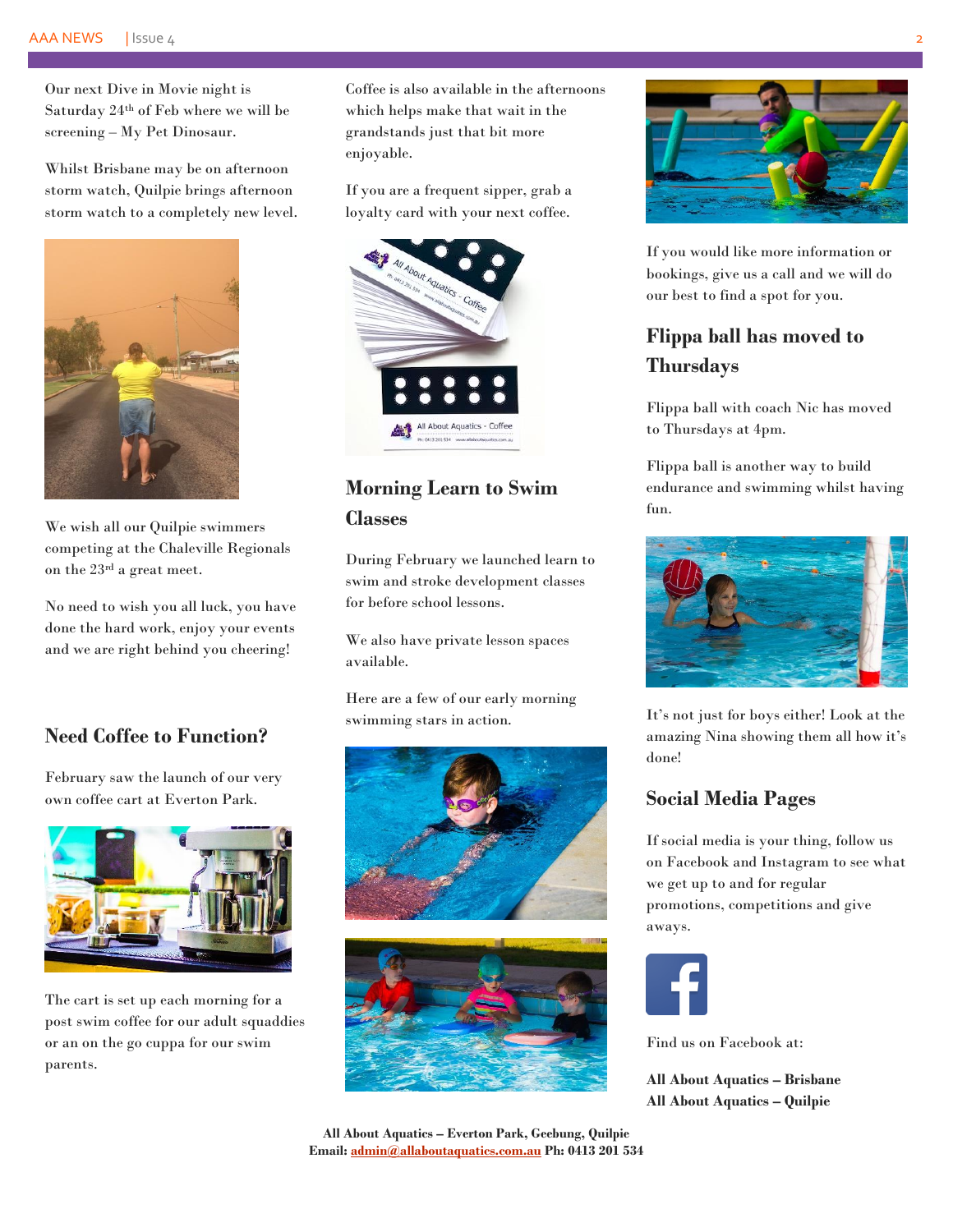Our next Dive in Movie night is Saturday 24th of Feb where we will be screening – My Pet Dinosaur.

Whilst Brisbane may be on afternoon storm watch, Quilpie brings afternoon storm watch to a completely new level.

We wish all our Quilpie swimmers competing at the Chaleville Regionals on the 23rd a great meet.

No need to wish you all luck, you have done the hard work, enjoy your events and we are right behind you cheering!

## Need Coffee to Function?

February saw the launch of our very own coffee cart at Everton Park.

The cart is set up each morning for a post swim coffee for our adult squaddies or an on the go cuppa for our swim parents.

Coffee is also available in the afternoons which helps make that wait in the grandstands just that bit more enjoyable.

If you are a frequent sipper, grab a loyalty card with your next coffee.

## Morning Learn to Swim Classes

During February we launched learn to swim and stroke development classes for before school lessons.

We also have private lesson spaces available.

Here are a few of our early morning swimming stars in action.

If you would like more information or bookings, give us a call and we will do our best to find a spot for you.

## Flippa ball has moved to Thursdays

Flippa ball with coach Nic has moved to Thursdays at 4pm.

Flippa ball is another way to build endurance and swimming whilst having fun.

It's not just for boys either! Look at the amazing Nina showing them all how it's done!

## Social Media Pages

If social media is your thing, follow us on Facebook and Instagram to see what we get up to and for regular promotions, competitions and give aways.

Find us on Facebook at:

**All About Aquatics – Brisbane**
**All About Aquatics – Quilpie**

**All About Aquatics – Everton Park, Geebung, Quilpie**
**Email: admin@allaboutaquatics.com.au Ph: 0413 201 534**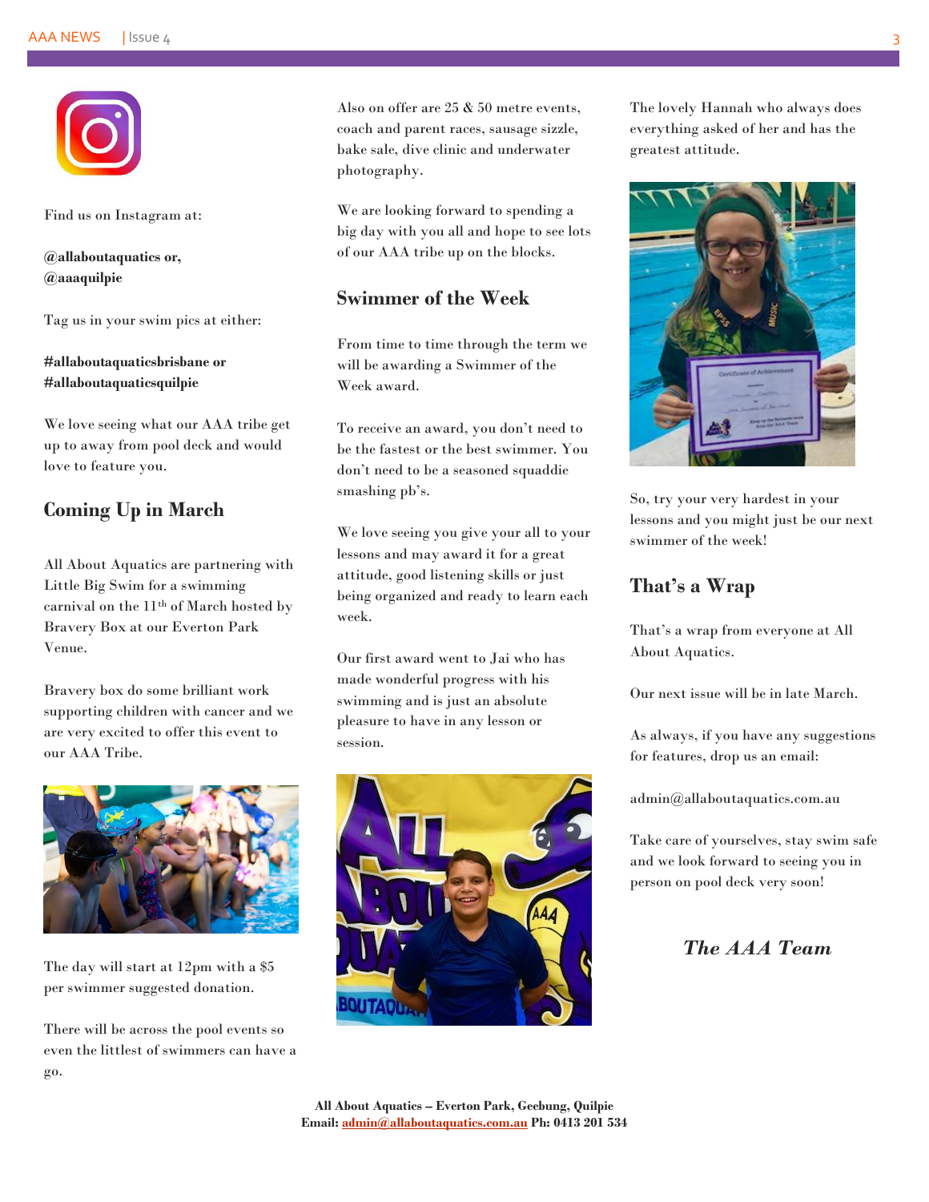Find us on Instagram at:

**@allaboutaquatics or,**
**@aaaquilpie**

Tag us in your swim pics at either:

**#allaboutaquaticsbrisbane or**
**#allaboutaquaticsquilpie**

We love seeing what our AAA tribe get up to away from pool deck and would love to feature you.

## Coming Up in March

All About Aquatics are partnering with Little Big Swim for a swimming carnival on the 11th of March hosted by Bravery Box at our Everton Park Venue.

Bravery box do some brilliant work supporting children with cancer and we are very excited to offer this event to our AAA Tribe.

The day will start at 12pm with a $5 per swimmer suggested donation.

There will be across the pool events so even the littlest of swimmers can have a go.

Also on offer are 25 & 50 metre events, coach and parent races, sausage sizzle, bake sale, dive clinic and underwater photography.

We are looking forward to spending a big day with you all and hope to see lots of our AAA tribe up on the blocks.

## Swimmer of the Week

From time to time through the term we will be awarding a Swimmer of the Week award.

To receive an award, you don't need to be the fastest or the best swimmer. You don't need to be a seasoned squaddie smashing pb's.

We love seeing you give your all to your lessons and may award it for a great attitude, good listening skills or just being organized and ready to learn each week.

Our first award went to Jai who has made wonderful progress with his swimming and is just an absolute pleasure to have in any lesson or session.

The lovely Hannah who always does everything asked of her and has the greatest attitude.

So, try your very hardest in your lessons and you might just be our next swimmer of the week!

## That's a Wrap

That's a wrap from everyone at All About Aquatics.

Our next issue will be in late March.

As always, if you have any suggestions for features, drop us an email:

admin@allaboutaquatics.com.au

Take care of yourselves, stay swim safe and we look forward to seeing you in person on pool deck very soon!

***The AAA Team***

**All About Aquatics – Everton Park, Geebung, Quilpie**
**Email: admin@allaboutaquatics.com.au Ph: 0413 201 534**